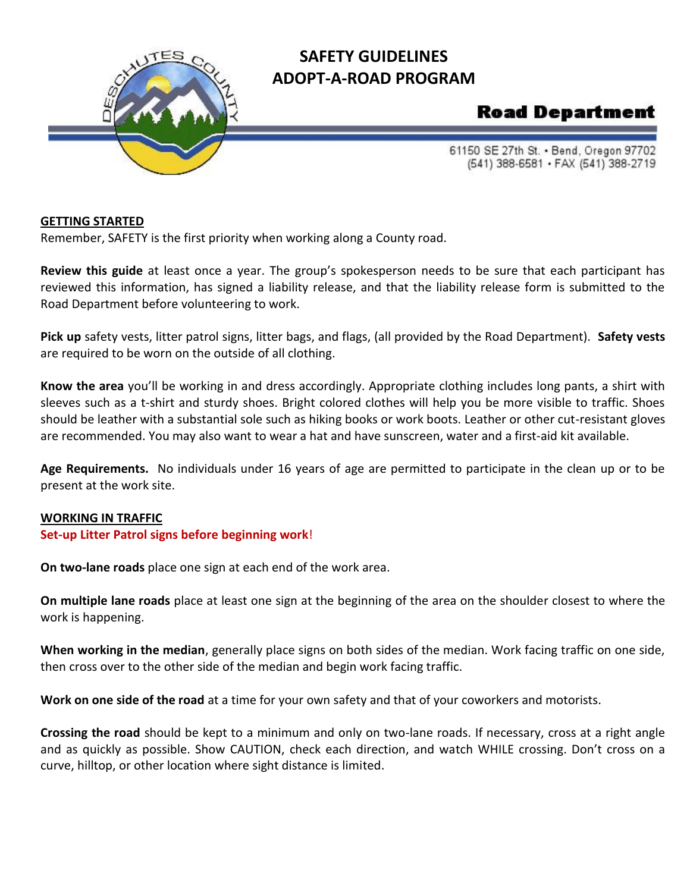# SAFETY GUIDELINES
# ADOPT-A-ROAD PROGRAM

**Road Department**

61150 SE 27th St. • Bend, Oregon 97702
(541) 388-6581 • FAX (541) 388-2719

## GETTING STARTED

Remember, SAFETY is the first priority when working along a County road.

**Review this guide** at least once a year. The group's spokesperson needs to be sure that each participant has reviewed this information, has signed a liability release, and that the liability release form is submitted to the Road Department before volunteering to work.

**Pick up** safety vests, litter patrol signs, litter bags, and flags, (all provided by the Road Department). **Safety vests** are required to be worn on the outside of all clothing.

**Know the area** you'll be working in and dress accordingly. Appropriate clothing includes long pants, a shirt with sleeves such as a t-shirt and sturdy shoes. Bright colored clothes will help you be more visible to traffic. Shoes should be leather with a substantial sole such as hiking books or work boots. Leather or other cut-resistant gloves are recommended. You may also want to wear a hat and have sunscreen, water and a first-aid kit available.

**Age Requirements.** No individuals under 16 years of age are permitted to participate in the clean up or to be present at the work site.

## WORKING IN TRAFFIC

**Set-up Litter Patrol signs before beginning work!**

**On two-lane roads** place one sign at each end of the work area.

**On multiple lane roads** place at least one sign at the beginning of the area on the shoulder closest to where the work is happening.

**When working in the median**, generally place signs on both sides of the median. Work facing traffic on one side, then cross over to the other side of the median and begin work facing traffic.

**Work on one side of the road** at a time for your own safety and that of your coworkers and motorists.

**Crossing the road** should be kept to a minimum and only on two-lane roads. If necessary, cross at a right angle and as quickly as possible. Show CAUTION, check each direction, and watch WHILE crossing. Don't cross on a curve, hilltop, or other location where sight distance is limited.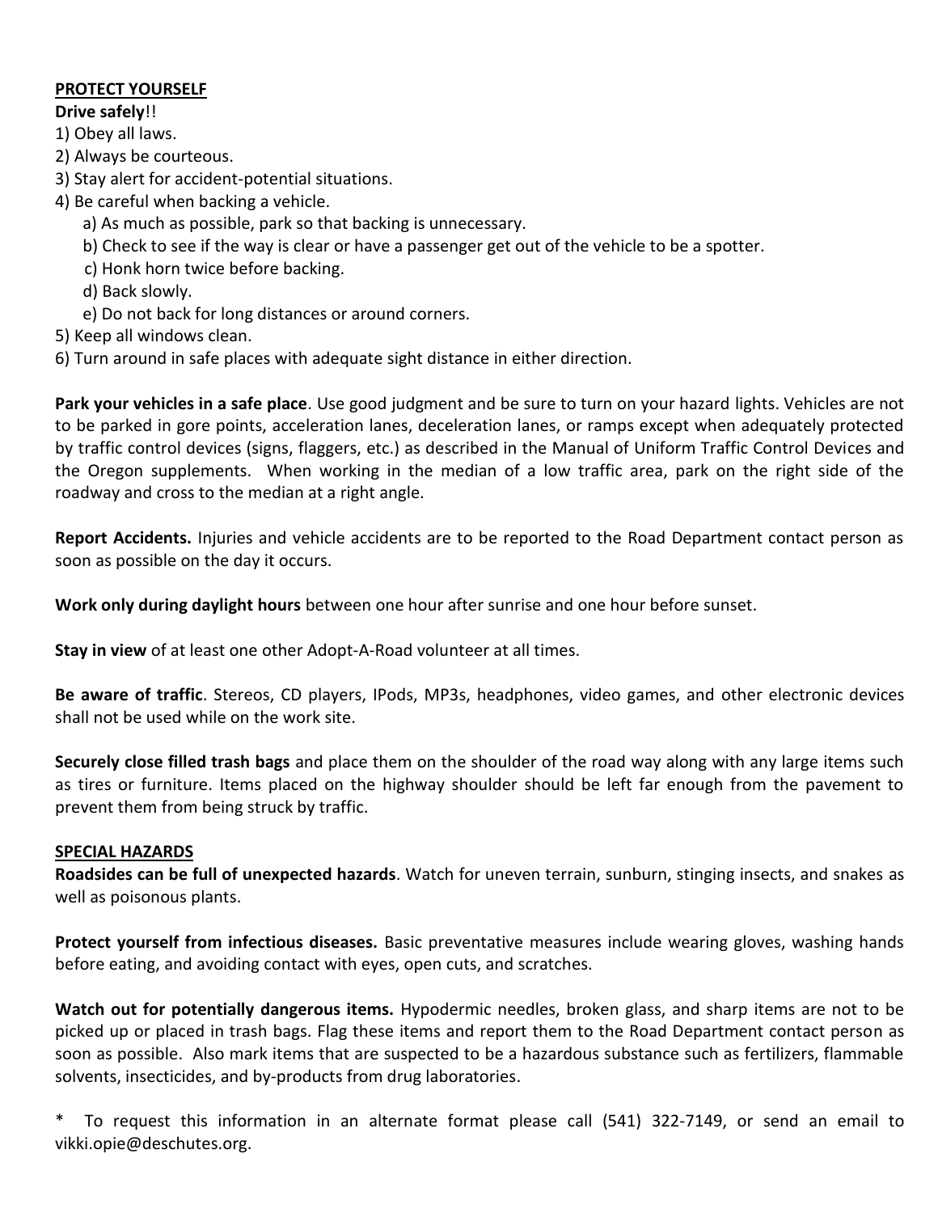## PROTECT YOURSELF

**Drive safely**!!

1) Obey all laws.
2) Always be courteous.
3) Stay alert for accident-potential situations.
4) Be careful when backing a vehicle.
    a) As much as possible, park so that backing is unnecessary.
    b) Check to see if the way is clear or have a passenger get out of the vehicle to be a spotter.
    c) Honk horn twice before backing.
    d) Back slowly.
    e) Do not back for long distances or around corners.
5) Keep all windows clean.
6) Turn around in safe places with adequate sight distance in either direction.

**Park your vehicles in a safe place**. Use good judgment and be sure to turn on your hazard lights. Vehicles are not to be parked in gore points, acceleration lanes, deceleration lanes, or ramps except when adequately protected by traffic control devices (signs, flaggers, etc.) as described in the Manual of Uniform Traffic Control Devices and the Oregon supplements. When working in the median of a low traffic area, park on the right side of the roadway and cross to the median at a right angle.

**Report Accidents.** Injuries and vehicle accidents are to be reported to the Road Department contact person as soon as possible on the day it occurs.

**Work only during daylight hours** between one hour after sunrise and one hour before sunset.

**Stay in view** of at least one other Adopt-A-Road volunteer at all times.

**Be aware of traffic**. Stereos, CD players, IPods, MP3s, headphones, video games, and other electronic devices shall not be used while on the work site.

**Securely close filled trash bags** and place them on the shoulder of the road way along with any large items such as tires or furniture. Items placed on the highway shoulder should be left far enough from the pavement to prevent them from being struck by traffic.

## SPECIAL HAZARDS

**Roadsides can be full of unexpected hazards**. Watch for uneven terrain, sunburn, stinging insects, and snakes as well as poisonous plants.

**Protect yourself from infectious diseases.** Basic preventative measures include wearing gloves, washing hands before eating, and avoiding contact with eyes, open cuts, and scratches.

**Watch out for potentially dangerous items.** Hypodermic needles, broken glass, and sharp items are not to be picked up or placed in trash bags. Flag these items and report them to the Road Department contact person as soon as possible. Also mark items that are suspected to be a hazardous substance such as fertilizers, flammable solvents, insecticides, and by-products from drug laboratories.

* To request this information in an alternate format please call (541) 322-7149, or send an email to vikki.opie@deschutes.org.